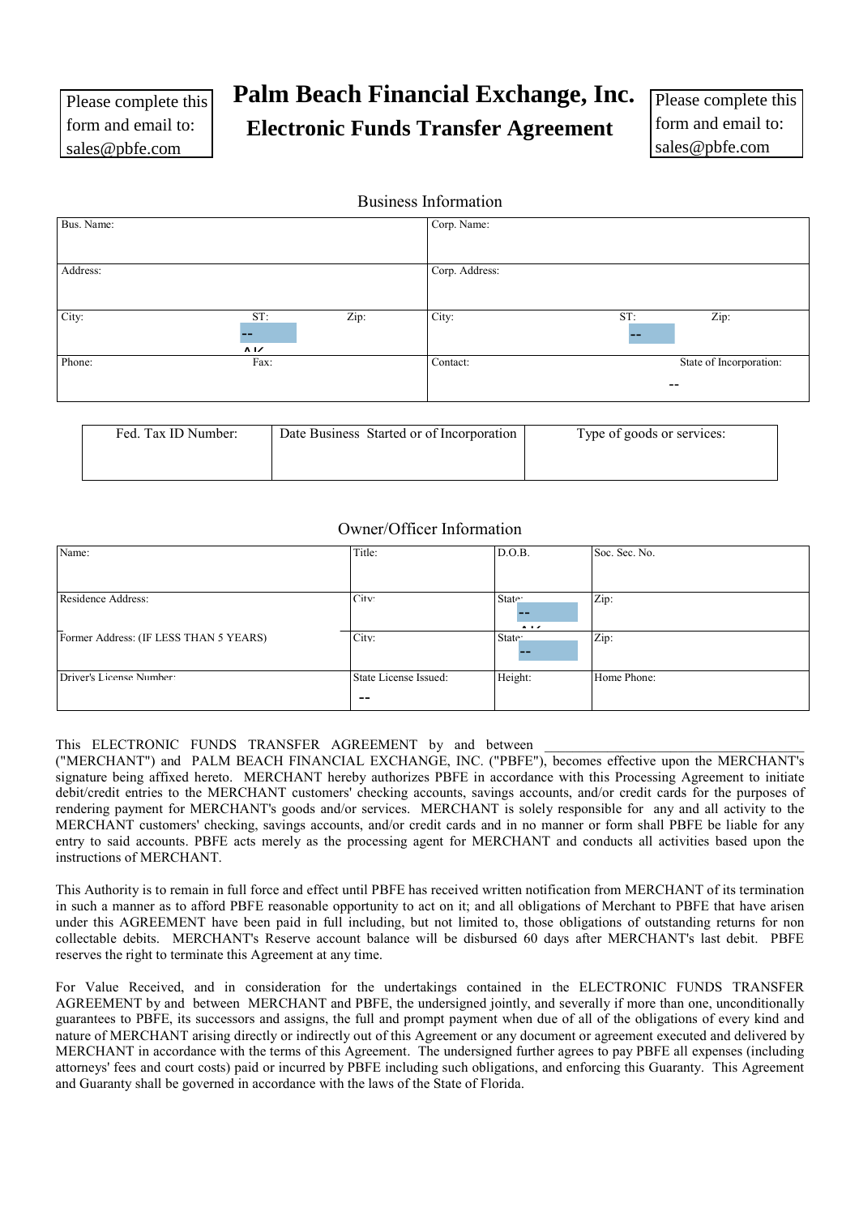Please complete this form and email to: sales@pbfe.com

# Palm Beach Financial Exchange, Inc.

## Electronic Funds Transfer Agreement

Please complete this form and email to: sales@pbfe.com

### Business Information

| Bus. Name: | | | Corp. Name: | | |
|---|---|---|---|---|---|
| Address: | | | Corp. Address: | | |
| City: | ST: -- | Zip: | City: | ST: -- | Zip: |
| Phone: | Fax: | | Contact: | State of Incorporation: -- | |

| Fed. Tax ID Number: | Date Business Started or of Incorporation | Type of goods or services: |
|---|---|---|
| | | |

### Owner/Officer Information

| Name: | Title: | D.O.B. | Soc. Sec. No. |
|---|---|---|---|
| Residence Address: | City: | State: -- | Zip: |
| Former Address: (IF LESS THAN 5 YEARS) | City: | State: -- | Zip: |
| Driver's License Number: | State License Issued: -- | Height: | Home Phone: |

This ELECTRONIC FUNDS TRANSFER AGREEMENT by and between \_\_\_\_\_\_\_\_\_\_\_\_\_\_\_\_\_\_\_\_\_\_\_\_\_\_\_\_\_\_\_\_\_\_\_\_ ("MERCHANT") and PALM BEACH FINANCIAL EXCHANGE, INC. ("PBFE"), becomes effective upon the MERCHANT's signature being affixed hereto. MERCHANT hereby authorizes PBFE in accordance with this Processing Agreement to initiate debit/credit entries to the MERCHANT customers' checking accounts, savings accounts, and/or credit cards for the purposes of rendering payment for MERCHANT's goods and/or services. MERCHANT is solely responsible for any and all activity to the MERCHANT customers' checking, savings accounts, and/or credit cards and in no manner or form shall PBFE be liable for any entry to said accounts. PBFE acts merely as the processing agent for MERCHANT and conducts all activities based upon the instructions of MERCHANT.

This Authority is to remain in full force and effect until PBFE has received written notification from MERCHANT of its termination in such a manner as to afford PBFE reasonable opportunity to act on it; and all obligations of Merchant to PBFE that have arisen under this AGREEMENT have been paid in full including, but not limited to, those obligations of outstanding returns for non collectable debits. MERCHANT's Reserve account balance will be disbursed 60 days after MERCHANT's last debit. PBFE reserves the right to terminate this Agreement at any time.

For Value Received, and in consideration for the undertakings contained in the ELECTRONIC FUNDS TRANSFER AGREEMENT by and between MERCHANT and PBFE, the undersigned jointly, and severally if more than one, unconditionally guarantees to PBFE, its successors and assigns, the full and prompt payment when due of all of the obligations of every kind and nature of MERCHANT arising directly or indirectly out of this Agreement or any document or agreement executed and delivered by MERCHANT in accordance with the terms of this Agreement. The undersigned further agrees to pay PBFE all expenses (including attorneys' fees and court costs) paid or incurred by PBFE including such obligations, and enforcing this Guaranty. This Agreement and Guaranty shall be governed in accordance with the laws of the State of Florida.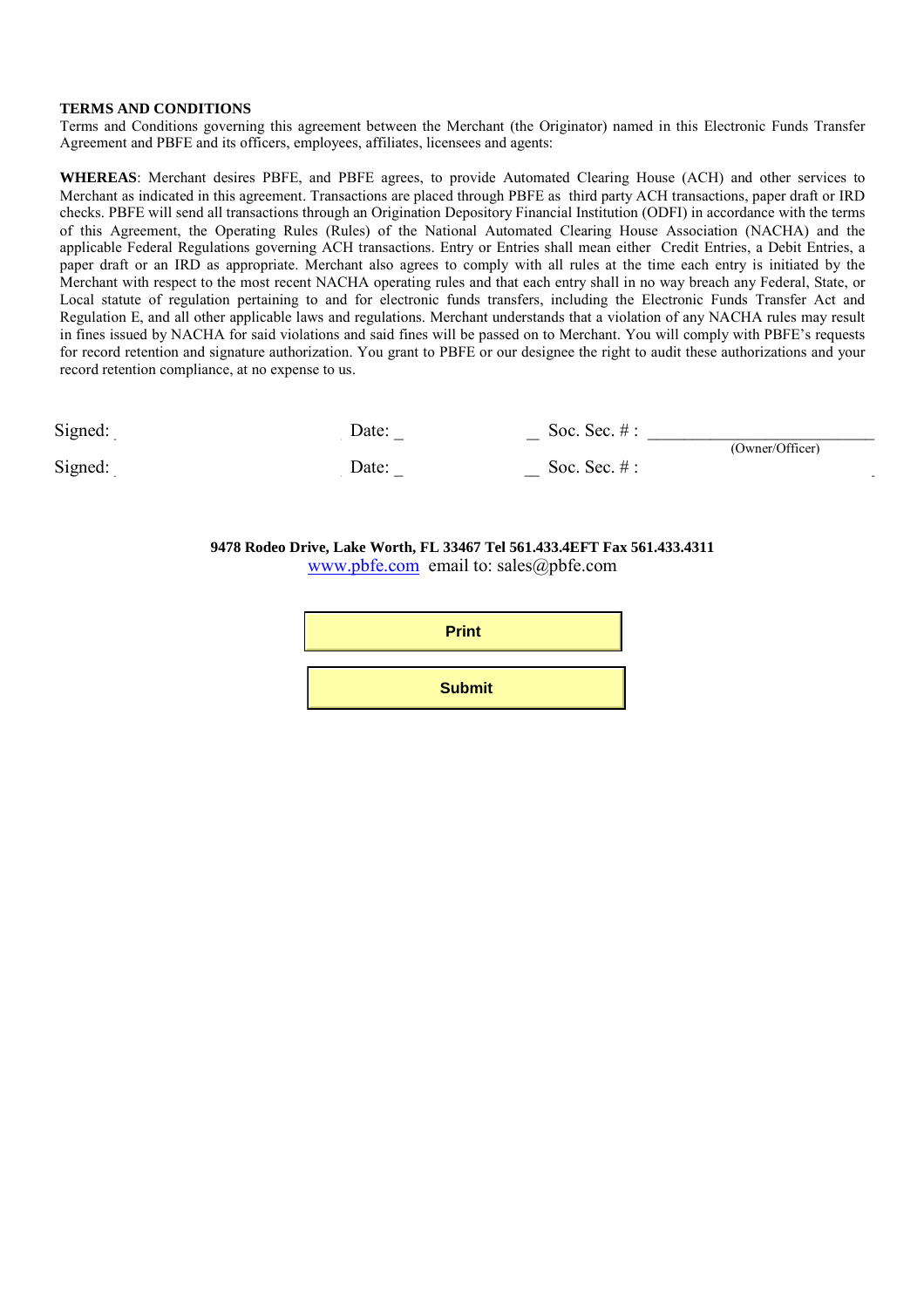**TERMS AND CONDITIONS**

Terms and Conditions governing this agreement between the Merchant (the Originator) named in this Electronic Funds Transfer Agreement and PBFE and its officers, employees, affiliates, licensees and agents:

**WHEREAS**: Merchant desires PBFE, and PBFE agrees, to provide Automated Clearing House (ACH) and other services to Merchant as indicated in this agreement. Transactions are placed through PBFE as third party ACH transactions, paper draft or IRD checks. PBFE will send all transactions through an Origination Depository Financial Institution (ODFI) in accordance with the terms of this Agreement, the Operating Rules (Rules) of the National Automated Clearing House Association (NACHA) and the applicable Federal Regulations governing ACH transactions. Entry or Entries shall mean either Credit Entries, a Debit Entries, a paper draft or an IRD as appropriate. Merchant also agrees to comply with all rules at the time each entry is initiated by the Merchant with respect to the most recent NACHA operating rules and that each entry shall in no way breach any Federal, State, or Local statute of regulation pertaining to and for electronic funds transfers, including the Electronic Funds Transfer Act and Regulation E, and all other applicable laws and regulations. Merchant understands that a violation of any NACHA rules may result in fines issued by NACHA for said violations and said fines will be passed on to Merchant. You will comply with PBFE's requests for record retention and signature authorization. You grant to PBFE or our designee the right to audit these authorizations and your record retention compliance, at no expense to us.

Signed: _ Date: _ _ Soc. Sec. # : ________________________ (Owner/Officer)

Signed: _ Date: _ _ Soc. Sec. # :

**9478 Rodeo Drive, Lake Worth, FL 33467 Tel 561.433.4EFT Fax 561.433.4311**
www.pbfe.com email to: sales@pbfe.com

Print

Submit